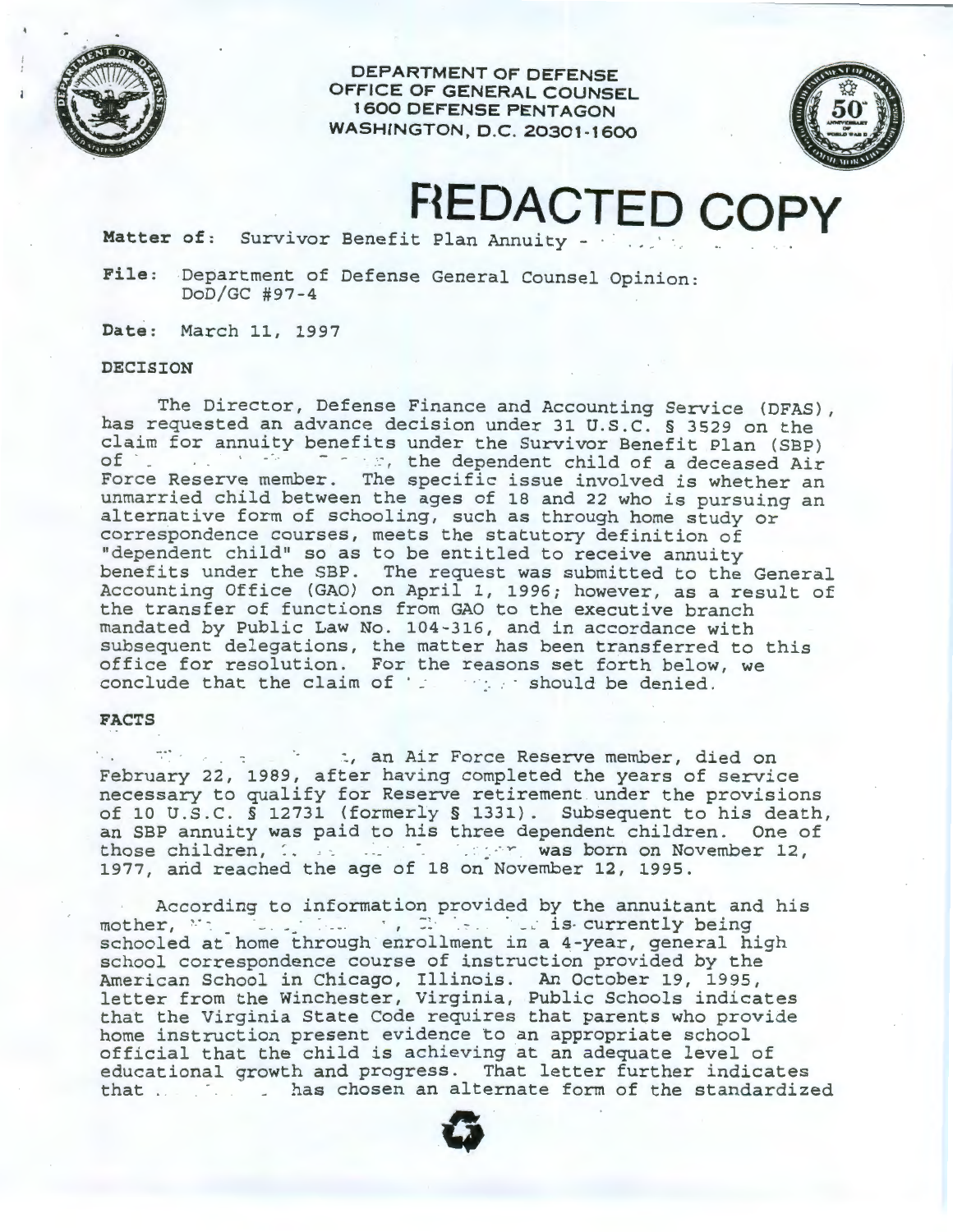DEPARTMENT OF DEFENSE
OFFICE OF GENERAL COUNSEL
1600 DEFENSE PENTAGON
WASHINGTON, D.C. 20301-1600

# REDACTED COPY

**Matter of:** Survivor Benefit Plan Annuity -

**File:** Department of Defense General Counsel Opinion: DoD/GC #97-4

**Date:** March 11, 1997

## DECISION

The Director, Defense Finance and Accounting Service (DFAS), has requested an advance decision under 31 U.S.C. § 3529 on the claim for annuity benefits under the Survivor Benefit Plan (SBP) of , the dependent child of a deceased Air Force Reserve member. The specific issue involved is whether an unmarried child between the ages of 18 and 22 who is pursuing an alternative form of schooling, such as through home study or correspondence courses, meets the statutory definition of "dependent child" so as to be entitled to receive annuity benefits under the SBP. The request was submitted to the General Accounting Office (GAO) on April 1, 1996; however, as a result of the transfer of functions from GAO to the executive branch mandated by Public Law No. 104-316, and in accordance with subsequent delegations, the matter has been transferred to this office for resolution. For the reasons set forth below, we conclude that the claim of should be denied.

## FACTS

, an Air Force Reserve member, died on February 22, 1989, after having completed the years of service necessary to qualify for Reserve retirement under the provisions of 10 U.S.C. § 12731 (formerly § 1331). Subsequent to his death, an SBP annuity was paid to his three dependent children. One of those children, was born on November 12, 1977, and reached the age of 18 on November 12, 1995.

According to information provided by the annuitant and his mother, , is currently being schooled at home through enrollment in a 4-year, general high school correspondence course of instruction provided by the American School in Chicago, Illinois. An October 19, 1995, letter from the Winchester, Virginia, Public Schools indicates that the Virginia State Code requires that parents who provide home instruction present evidence to an appropriate school official that the child is achieving at an adequate level of educational growth and progress. That letter further indicates that has chosen an alternate form of the standardized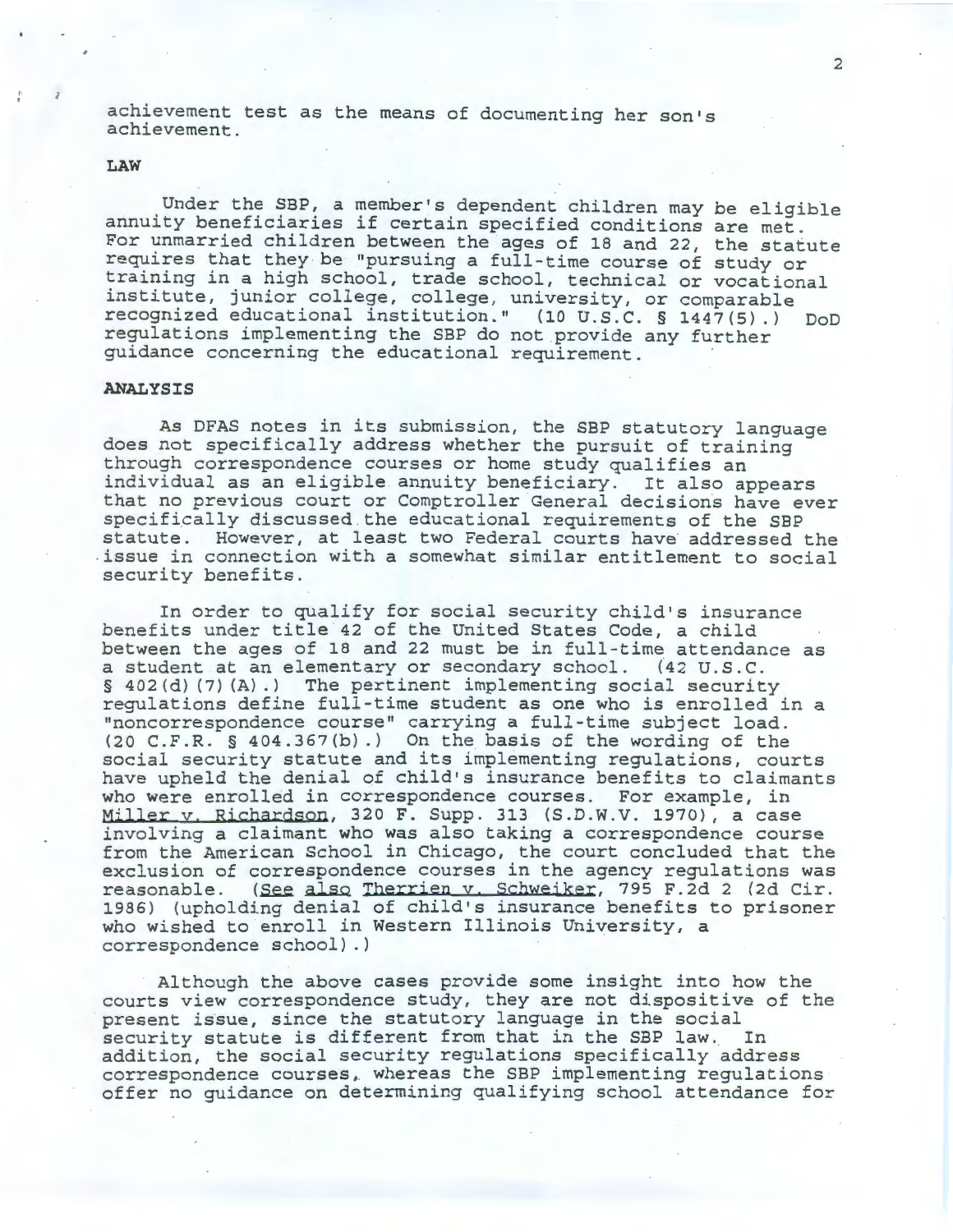achievement test as the means of documenting her son's achievement.

**LAW**

Under the SBP, a member's dependent children may be eligible annuity beneficiaries if certain specified conditions are met. For unmarried children between the ages of 18 and 22, the statute requires that they be "pursuing a full-time course of study or training in a high school, trade school, technical or vocational institute, junior college, college, university, or comparable recognized educational institution." (10 U.S.C. § 1447(5).) DoD regulations implementing the SBP do not provide any further guidance concerning the educational requirement.

**ANALYSIS**

As DFAS notes in its submission, the SBP statutory language does not specifically address whether the pursuit of training through correspondence courses or home study qualifies an individual as an eligible annuity beneficiary. It also appears that no previous court or Comptroller General decisions have ever specifically discussed the educational requirements of the SBP statute. However, at least two Federal courts have addressed the issue in connection with a somewhat similar entitlement to social security benefits.

In order to qualify for social security child's insurance benefits under title 42 of the United States Code, a child between the ages of 18 and 22 must be in full-time attendance as a student at an elementary or secondary school. (42 U.S.C. § 402(d)(7)(A).) The pertinent implementing social security regulations define full-time student as one who is enrolled in a "noncorrespondence course" carrying a full-time subject load. (20 C.F.R. § 404.367(b).) On the basis of the wording of the social security statute and its implementing regulations, courts have upheld the denial of child's insurance benefits to claimants who were enrolled in correspondence courses. For example, in Miller v. Richardson, 320 F. Supp. 313 (S.D.W.V. 1970), a case involving a claimant who was also taking a correspondence course from the American School in Chicago, the court concluded that the exclusion of correspondence courses in the agency regulations was reasonable. (See also Therrien v. Schweiker, 795 F.2d 2 (2d Cir. 1986) (upholding denial of child's insurance benefits to prisoner who wished to enroll in Western Illinois University, a correspondence school).)

Although the above cases provide some insight into how the courts view correspondence study, they are not dispositive of the present issue, since the statutory language in the social security statute is different from that in the SBP law. In addition, the social security regulations specifically address correspondence courses, whereas the SBP implementing regulations offer no guidance on determining qualifying school attendance for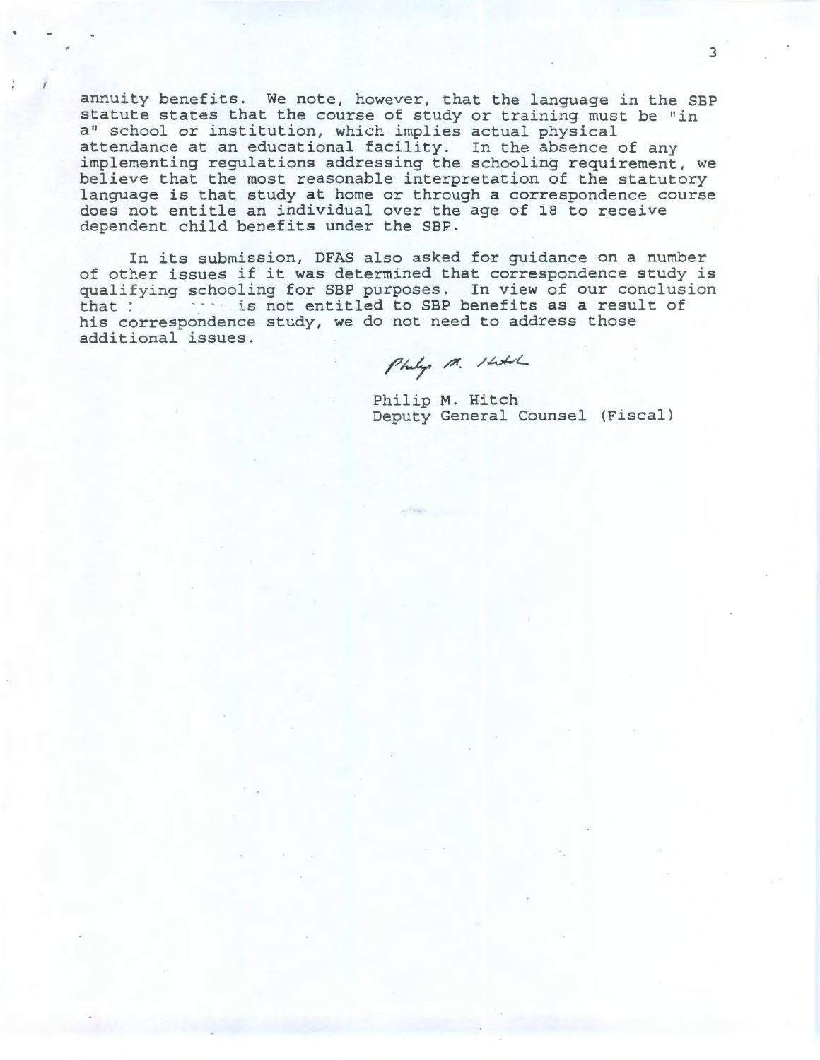annuity benefits. We note, however, that the language in the SBP statute states that the course of study or training must be "in a" school or institution, which implies actual physical attendance at an educational facility. In the absence of any implementing regulations addressing the schooling requirement, we believe that the most reasonable interpretation of the statutory language is that study at home or through a correspondence course does not entitle an individual over the age of 18 to receive dependent child benefits under the SBP.

In its submission, DFAS also asked for guidance on a number of other issues if it was determined that correspondence study is qualifying schooling for SBP purposes. In view of our conclusion that : ---- is not entitled to SBP benefits as a result of his correspondence study, we do not need to address those additional issues.

Philip M. Hitch

Philip M. Hitch
Deputy General Counsel (Fiscal)